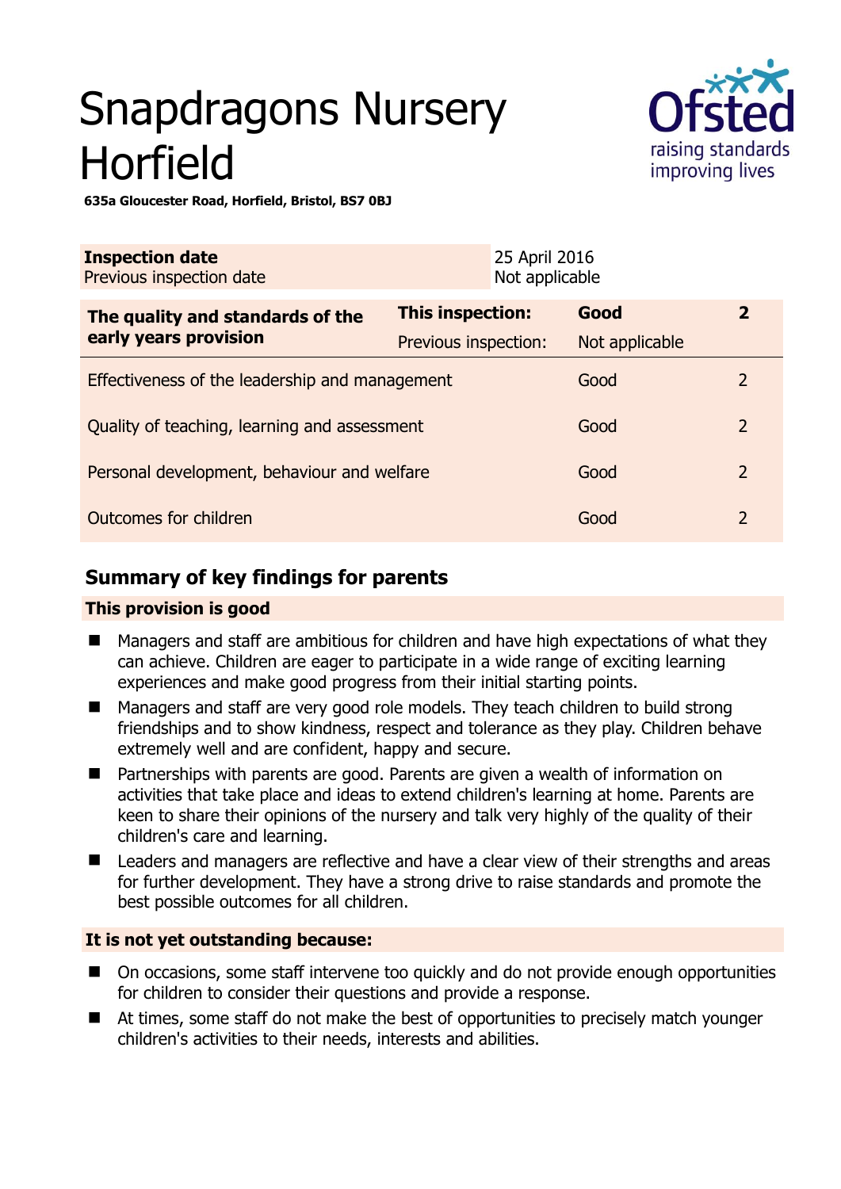# Snapdragons Nursery Horfield

**635a Gloucester Road, Horfield, Bristol, BS7 0BJ**

| **Inspection date** | 25 April 2016 |
|---|---|
| Previous inspection date | Not applicable |

| **The quality and standards of the early years provision** | **This inspection:** | **Good** | **2** |
|---|---|---|---|
| | Previous inspection: | Not applicable | |
| Effectiveness of the leadership and management | | Good | 2 |
| Quality of teaching, learning and assessment | | Good | 2 |
| Personal development, behaviour and welfare | | Good | 2 |
| Outcomes for children | | Good | 2 |

## Summary of key findings for parents

### This provision is good

- Managers and staff are ambitious for children and have high expectations of what they can achieve. Children are eager to participate in a wide range of exciting learning experiences and make good progress from their initial starting points.
- Managers and staff are very good role models. They teach children to build strong friendships and to show kindness, respect and tolerance as they play. Children behave extremely well and are confident, happy and secure.
- Partnerships with parents are good. Parents are given a wealth of information on activities that take place and ideas to extend children's learning at home. Parents are keen to share their opinions of the nursery and talk very highly of the quality of their children's care and learning.
- Leaders and managers are reflective and have a clear view of their strengths and areas for further development. They have a strong drive to raise standards and promote the best possible outcomes for all children.

### It is not yet outstanding because:

- On occasions, some staff intervene too quickly and do not provide enough opportunities for children to consider their questions and provide a response.
- At times, some staff do not make the best of opportunities to precisely match younger children's activities to their needs, interests and abilities.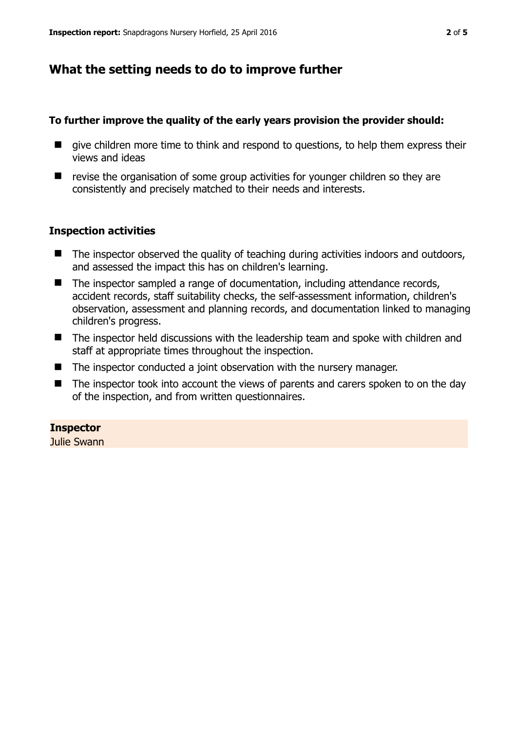## What the setting needs to do to improve further

**To further improve the quality of the early years provision the provider should:**

- give children more time to think and respond to questions, to help them express their views and ideas
- revise the organisation of some group activities for younger children so they are consistently and precisely matched to their needs and interests.

### Inspection activities

- The inspector observed the quality of teaching during activities indoors and outdoors, and assessed the impact this has on children's learning.
- The inspector sampled a range of documentation, including attendance records, accident records, staff suitability checks, the self-assessment information, children's observation, assessment and planning records, and documentation linked to managing children's progress.
- The inspector held discussions with the leadership team and spoke with children and staff at appropriate times throughout the inspection.
- The inspector conducted a joint observation with the nursery manager.
- The inspector took into account the views of parents and carers spoken to on the day of the inspection, and from written questionnaires.

**Inspector**
Julie Swann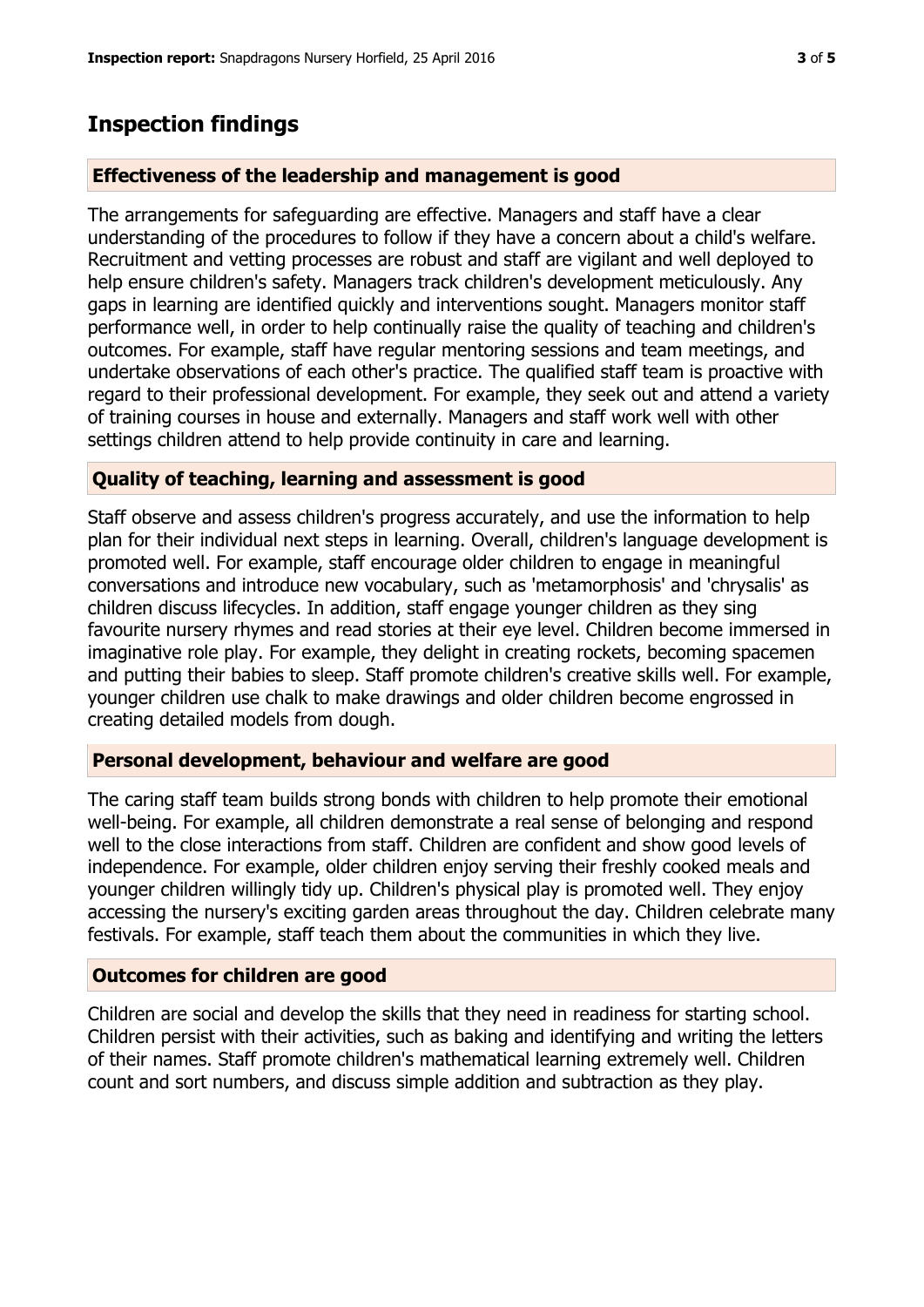## Inspection findings

### Effectiveness of the leadership and management is good

The arrangements for safeguarding are effective. Managers and staff have a clear understanding of the procedures to follow if they have a concern about a child's welfare. Recruitment and vetting processes are robust and staff are vigilant and well deployed to help ensure children's safety. Managers track children's development meticulously. Any gaps in learning are identified quickly and interventions sought. Managers monitor staff performance well, in order to help continually raise the quality of teaching and children's outcomes. For example, staff have regular mentoring sessions and team meetings, and undertake observations of each other's practice. The qualified staff team is proactive with regard to their professional development. For example, they seek out and attend a variety of training courses in house and externally. Managers and staff work well with other settings children attend to help provide continuity in care and learning.

### Quality of teaching, learning and assessment is good

Staff observe and assess children's progress accurately, and use the information to help plan for their individual next steps in learning. Overall, children's language development is promoted well. For example, staff encourage older children to engage in meaningful conversations and introduce new vocabulary, such as 'metamorphosis' and 'chrysalis' as children discuss lifecycles. In addition, staff engage younger children as they sing favourite nursery rhymes and read stories at their eye level. Children become immersed in imaginative role play. For example, they delight in creating rockets, becoming spacemen and putting their babies to sleep. Staff promote children's creative skills well. For example, younger children use chalk to make drawings and older children become engrossed in creating detailed models from dough.

### Personal development, behaviour and welfare are good

The caring staff team builds strong bonds with children to help promote their emotional well-being. For example, all children demonstrate a real sense of belonging and respond well to the close interactions from staff. Children are confident and show good levels of independence. For example, older children enjoy serving their freshly cooked meals and younger children willingly tidy up. Children's physical play is promoted well. They enjoy accessing the nursery's exciting garden areas throughout the day. Children celebrate many festivals. For example, staff teach them about the communities in which they live.

### Outcomes for children are good

Children are social and develop the skills that they need in readiness for starting school. Children persist with their activities, such as baking and identifying and writing the letters of their names. Staff promote children's mathematical learning extremely well. Children count and sort numbers, and discuss simple addition and subtraction as they play.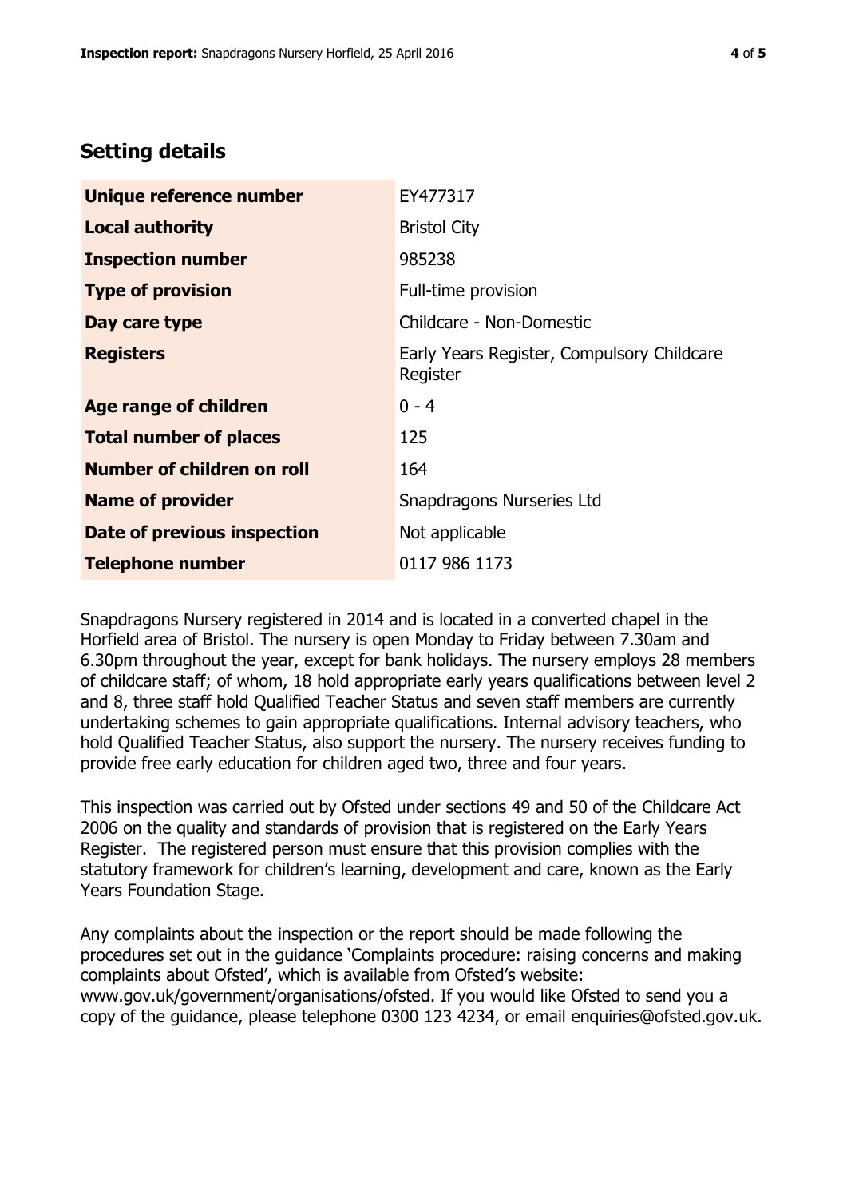## Setting details

| | |
|---|---|
| **Unique reference number** | EY477317 |
| **Local authority** | Bristol City |
| **Inspection number** | 985238 |
| **Type of provision** | Full-time provision |
| **Day care type** | Childcare - Non-Domestic |
| **Registers** | Early Years Register, Compulsory Childcare Register |
| **Age range of children** | 0 - 4 |
| **Total number of places** | 125 |
| **Number of children on roll** | 164 |
| **Name of provider** | Snapdragons Nurseries Ltd |
| **Date of previous inspection** | Not applicable |
| **Telephone number** | 0117 986 1173 |

Snapdragons Nursery registered in 2014 and is located in a converted chapel in the Horfield area of Bristol. The nursery is open Monday to Friday between 7.30am and 6.30pm throughout the year, except for bank holidays. The nursery employs 28 members of childcare staff; of whom, 18 hold appropriate early years qualifications between level 2 and 8, three staff hold Qualified Teacher Status and seven staff members are currently undertaking schemes to gain appropriate qualifications. Internal advisory teachers, who hold Qualified Teacher Status, also support the nursery. The nursery receives funding to provide free early education for children aged two, three and four years.

This inspection was carried out by Ofsted under sections 49 and 50 of the Childcare Act 2006 on the quality and standards of provision that is registered on the Early Years Register. The registered person must ensure that this provision complies with the statutory framework for children's learning, development and care, known as the Early Years Foundation Stage.

Any complaints about the inspection or the report should be made following the procedures set out in the guidance 'Complaints procedure: raising concerns and making complaints about Ofsted', which is available from Ofsted's website: www.gov.uk/government/organisations/ofsted. If you would like Ofsted to send you a copy of the guidance, please telephone 0300 123 4234, or email enquiries@ofsted.gov.uk.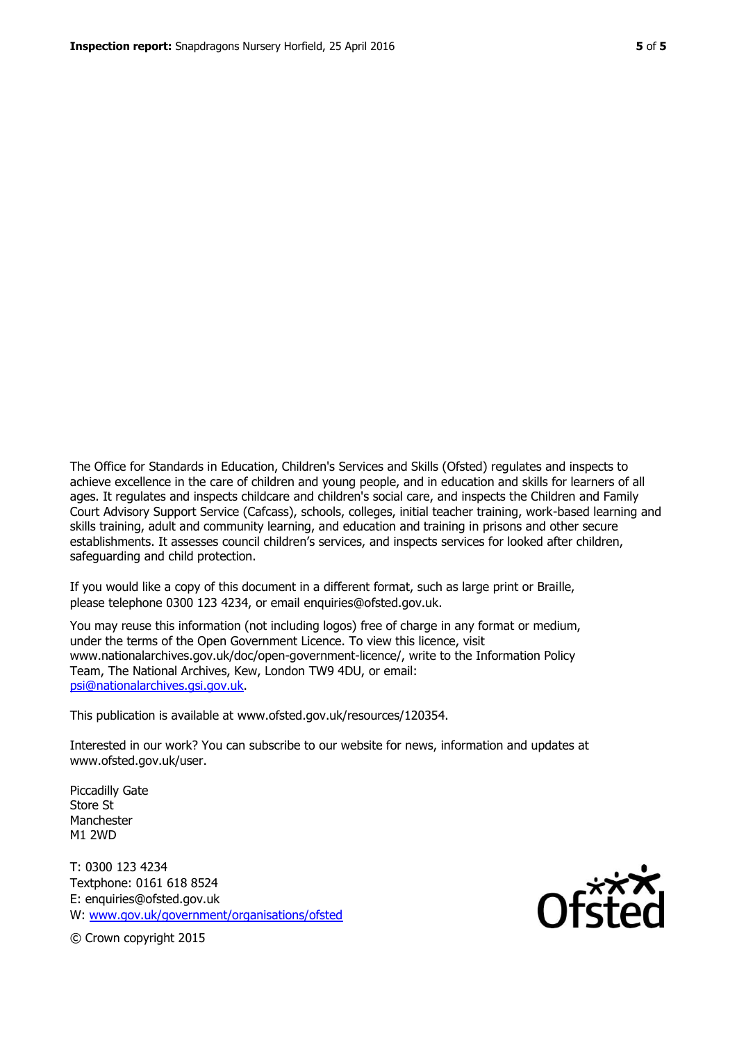The Office for Standards in Education, Children's Services and Skills (Ofsted) regulates and inspects to achieve excellence in the care of children and young people, and in education and skills for learners of all ages. It regulates and inspects childcare and children's social care, and inspects the Children and Family Court Advisory Support Service (Cafcass), schools, colleges, initial teacher training, work-based learning and skills training, adult and community learning, and education and training in prisons and other secure establishments. It assesses council children's services, and inspects services for looked after children, safeguarding and child protection.

If you would like a copy of this document in a different format, such as large print or Braille, please telephone 0300 123 4234, or email enquiries@ofsted.gov.uk.

You may reuse this information (not including logos) free of charge in any format or medium, under the terms of the Open Government Licence. To view this licence, visit www.nationalarchives.gov.uk/doc/open-government-licence/, write to the Information Policy Team, The National Archives, Kew, London TW9 4DU, or email: psi@nationalarchives.gsi.gov.uk.

This publication is available at www.ofsted.gov.uk/resources/120354.

Interested in our work? You can subscribe to our website for news, information and updates at www.ofsted.gov.uk/user.

Piccadilly Gate
Store St
Manchester
M1 2WD

T: 0300 123 4234
Textphone: 0161 618 8524
E: enquiries@ofsted.gov.uk
W: www.gov.uk/government/organisations/ofsted

© Crown copyright 2015